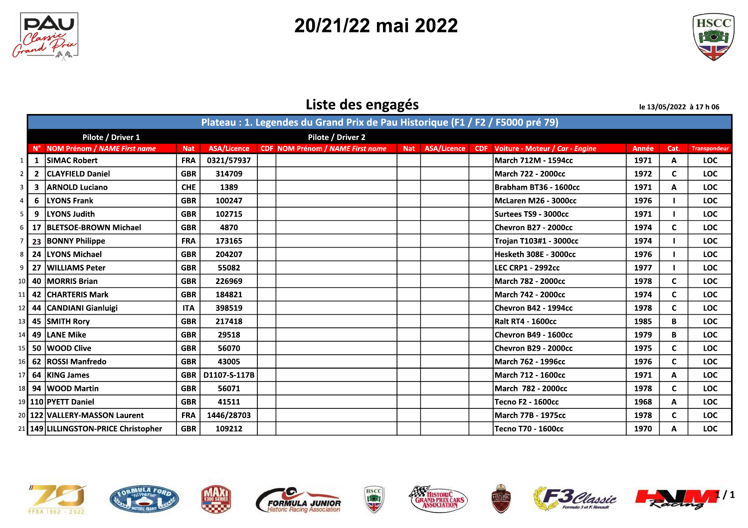# 20/21/22 mai 2022

## Liste des engagés

le 13/05/2022 à 17 h 06

| | Pilote / Driver 1 | | | | Pilote / Driver 2 | | | | | | | |
|---|---|---|---|---|---|---|---|---|---|---|---|---|
| N° | NOM Prénom / *NAME First name* | Nat | ASA/Licence | CDF | NOM Prénom / *NAME First name* | Nat | ASA/Licence | CDF | Voiture - Moteur / *Car - Engine* | Année | Cat. | Transpondeur |
| **Plateau : 1. Legendes du Grand Prix de Pau Historique (F1 / F2 / F5000 pré 79)** | | | | | | | | | | | | |
| 1 | SIMAC Robert | FRA | 0321/57937 | | | | | | March 712M - 1594cc | 1971 | A | LOC |
| 2 | CLAYFIELD Daniel | GBR | 314709 | | | | | | March 722 - 2000cc | 1972 | C | LOC |
| 3 | ARNOLD Luciano | CHE | 1389 | | | | | | Brabham BT36 - 1600cc | 1971 | A | LOC |
| 6 | LYONS Frank | GBR | 100247 | | | | | | McLaren M26 - 3000cc | 1976 | I | LOC |
| 9 | LYONS Judith | GBR | 102715 | | | | | | Surtees TS9 - 3000cc | 1971 | I | LOC |
| 17 | BLETSOE-BROWN Michael | GBR | 4870 | | | | | | Chevron B27 - 2000cc | 1974 | C | LOC |
| 23 | BONNY Philippe | FRA | 173165 | | | | | | Trojan T103#1 - 3000cc | 1974 | I | LOC |
| 24 | LYONS Michael | GBR | 204207 | | | | | | Hesketh 308E - 3000cc | 1976 | I | LOC |
| 27 | WILLIAMS Peter | GBR | 55082 | | | | | | LEC CRP1 - 2992cc | 1977 | I | LOC |
| 40 | MORRIS Brian | GBR | 226969 | | | | | | March 782 - 2000cc | 1978 | C | LOC |
| 42 | CHARTERIS Mark | GBR | 184821 | | | | | | March 742 - 2000cc | 1974 | C | LOC |
| 44 | CANDIANI Gianluigi | ITA | 398519 | | | | | | Chevron B42 - 1994cc | 1978 | C | LOC |
| 45 | SMITH Rory | GBR | 217418 | | | | | | Ralt RT4 - 1600cc | 1985 | B | LOC |
| 49 | LANE Mike | GBR | 29518 | | | | | | Chevron B49 - 1600cc | 1979 | B | LOC |
| 50 | WOOD Clive | GBR | 56070 | | | | | | Chevron B29 - 2000cc | 1975 | C | LOC |
| 62 | ROSSI Manfredo | GBR | 43005 | | | | | | March 762 - 1996cc | 1976 | C | LOC |
| 64 | KING James | GBR | D1107-S-117B | | | | | | March 712 - 1600cc | 1971 | A | LOC |
| 94 | WOOD Martin | GBR | 56071 | | | | | | March 782 - 2000cc | 1978 | C | LOC |
| 110 | PYETT Daniel | GBR | 41511 | | | | | | Tecno F2 - 1600cc | 1968 | A | LOC |
| 122 | VALLERY-MASSON Laurent | FRA | 1446/28703 | | | | | | March 77B - 1975cc | 1978 | C | LOC |
| 149 | LILLINGSTON-PRICE Christopher | GBR | 109212 | | | | | | Tecno T70 - 1600cc | 1970 | A | LOC |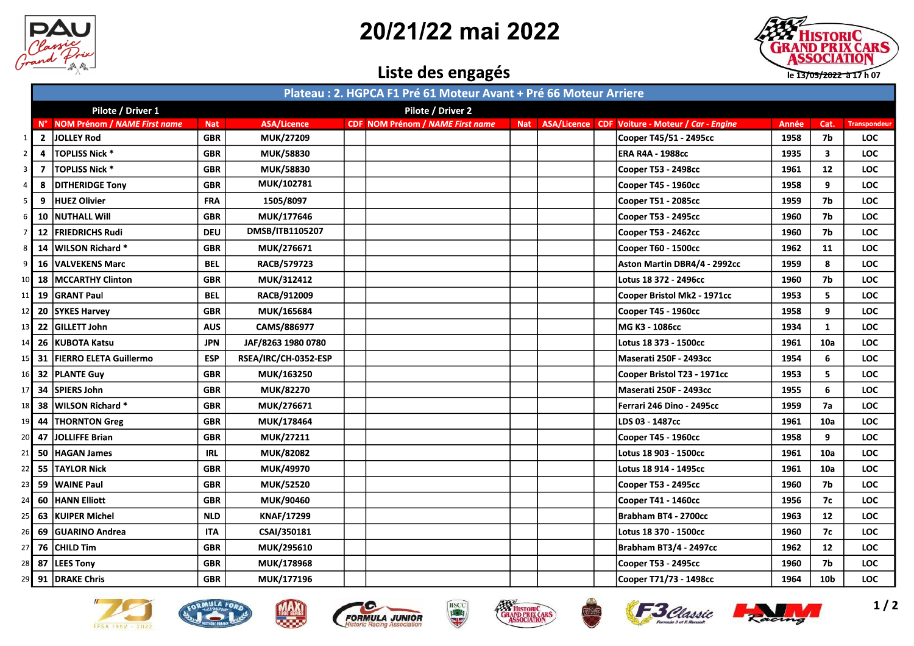# 20/21/22 mai 2022

## Liste des engagés

le 13/05/2022 à 17 h 07

**Plateau : 2. HGPCA F1 Pré 61 Moteur Avant + Pré 66 Moteur Arriere**

| | Pilote / Driver 1 | | | | | Pilote / Driver 2 | | | | | | | |
|---|---|---|---|---|---|---|---|---|---|---|---|---|---|
| | N° | NOM Prénom / NAME First name | Nat | ASA/Licence | CDF | NOM Prénom / NAME First name | Nat | ASA/Licence | CDF | Voiture - Moteur / Car - Engine | Année | Cat. | Transpondeur |
| 1 | 2 | JOLLEY Rod | GBR | MUK/27209 | | | | | | Cooper T45/51 - 2495cc | 1958 | 7b | LOC |
| 2 | 4 | TOPLISS Nick * | GBR | MUK/58830 | | | | | | ERA R4A - 1988cc | 1935 | 3 | LOC |
| 3 | 7 | TOPLISS Nick * | GBR | MUK/58830 | | | | | | Cooper T53 - 2498cc | 1961 | 12 | LOC |
| 4 | 8 | DITHERIDGE Tony | GBR | MUK/102781 | | | | | | Cooper T45 - 1960cc | 1958 | 9 | LOC |
| 5 | 9 | HUEZ Olivier | FRA | 1505/8097 | | | | | | Cooper T51 - 2085cc | 1959 | 7b | LOC |
| 6 | 10 | NUTHALL Will | GBR | MUK/177646 | | | | | | Cooper T53 - 2495cc | 1960 | 7b | LOC |
| 7 | 12 | FRIEDRICHS Rudi | DEU | DMSB/ITB1105207 | | | | | | Cooper T53 - 2462cc | 1960 | 7b | LOC |
| 8 | 14 | WILSON Richard * | GBR | MUK/276671 | | | | | | Cooper T60 - 1500cc | 1962 | 11 | LOC |
| 9 | 16 | VALVEKENS Marc | BEL | RACB/579723 | | | | | | Aston Martin DBR4/4 - 2992cc | 1959 | 8 | LOC |
| 10 | 18 | MCCARTHY Clinton | GBR | MUK/312412 | | | | | | Lotus 18 372 - 2496cc | 1960 | 7b | LOC |
| 11 | 19 | GRANT Paul | BEL | RACB/912009 | | | | | | Cooper Bristol Mk2 - 1971cc | 1953 | 5 | LOC |
| 12 | 20 | SYKES Harvey | GBR | MUK/165684 | | | | | | Cooper T45 - 1960cc | 1958 | 9 | LOC |
| 13 | 22 | GILLETT John | AUS | CAMS/886977 | | | | | | MG K3 - 1086cc | 1934 | 1 | LOC |
| 14 | 26 | KUBOTA Katsu | JPN | JAF/8263 1980 0780 | | | | | | Lotus 18 373 - 1500cc | 1961 | 10a | LOC |
| 15 | 31 | FIERRO ELETA Guillermo | ESP | RSEA/IRC/CH-0352-ESP | | | | | | Maserati 250F - 2493cc | 1954 | 6 | LOC |
| 16 | 32 | PLANTE Guy | GBR | MUK/163250 | | | | | | Cooper Bristol T23 - 1971cc | 1953 | 5 | LOC |
| 17 | 34 | SPIERS John | GBR | MUK/82270 | | | | | | Maserati 250F - 2493cc | 1955 | 6 | LOC |
| 18 | 38 | WILSON Richard * | GBR | MUK/276671 | | | | | | Ferrari 246 Dino - 2495cc | 1959 | 7a | LOC |
| 19 | 44 | THORNTON Greg | GBR | MUK/178464 | | | | | | LDS 03 - 1487cc | 1961 | 10a | LOC |
| 20 | 47 | JOLLIFFE Brian | GBR | MUK/27211 | | | | | | Cooper T45 - 1960cc | 1958 | 9 | LOC |
| 21 | 50 | HAGAN James | IRL | MUK/82082 | | | | | | Lotus 18 903 - 1500cc | 1961 | 10a | LOC |
| 22 | 55 | TAYLOR Nick | GBR | MUK/49970 | | | | | | Lotus 18 914 - 1495cc | 1961 | 10a | LOC |
| 23 | 59 | WAINE Paul | GBR | MUK/52520 | | | | | | Cooper T53 - 2495cc | 1960 | 7b | LOC |
| 24 | 60 | HANN Elliott | GBR | MUK/90460 | | | | | | Cooper T41 - 1460cc | 1956 | 7c | LOC |
| 25 | 63 | KUIPER Michel | NLD | KNAF/17299 | | | | | | Brabham BT4 - 2700cc | 1963 | 12 | LOC |
| 26 | 69 | GUARINO Andrea | ITA | CSAI/350181 | | | | | | Lotus 18 370 - 1500cc | 1960 | 7c | LOC |
| 27 | 76 | CHILD Tim | GBR | MUK/295610 | | | | | | Brabham BT3/4 - 2497cc | 1962 | 12 | LOC |
| 28 | 87 | LEES Tony | GBR | MUK/178968 | | | | | | Cooper T53 - 2495cc | 1960 | 7b | LOC |
| 29 | 91 | DRAKE Chris | GBR | MUK/177196 | | | | | | Cooper T71/73 - 1498cc | 1964 | 10b | LOC |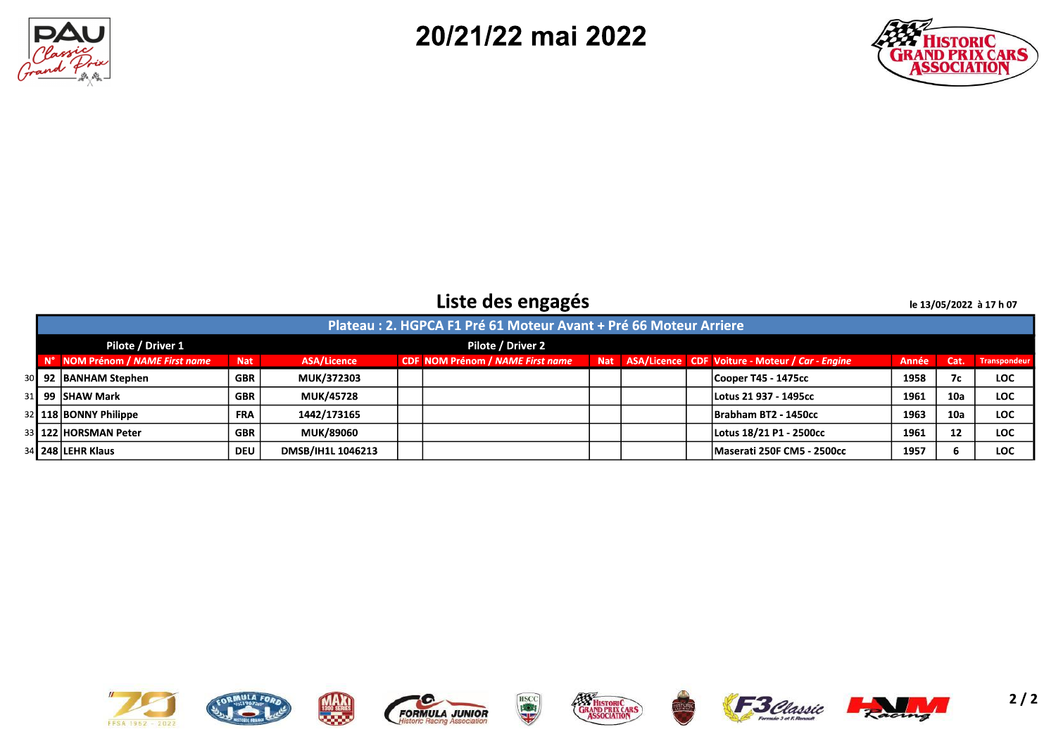# 20/21/22 mai 2022

## Liste des engagés

le 13/05/2022 à 17 h 07

| Plateau : 2. HGPCA F1 Pré 61 Moteur Avant + Pré 66 Moteur Arriere | | | | | | | | | | | | | |
|---|---|---|---|---|---|---|---|---|---|---|---|---|---|
| | Pilote / Driver 1 | | | | Pilote / Driver 2 | | | | | | | | |
| | N° | NOM Prénom / *NAME First name* | Nat | ASA/Licence | CDF | NOM Prénom / *NAME First name* | Nat | ASA/Licence | CDF | Voiture - Moteur / *Car - Engine* | Année | Cat. | Transpondeur |
| 30 | 92 | BANHAM Stephen | GBR | MUK/372303 | | | | | | Cooper T45 - 1475cc | 1958 | 7c | LOC |
| 31 | 99 | SHAW Mark | GBR | MUK/45728 | | | | | | Lotus 21 937 - 1495cc | 1961 | 10a | LOC |
| 32 | 118 | BONNY Philippe | FRA | 1442/173165 | | | | | | Brabham BT2 - 1450cc | 1963 | 10a | LOC |
| 33 | 122 | HORSMAN Peter | GBR | MUK/89060 | | | | | | Lotus 18/21 P1 - 2500cc | 1961 | 12 | LOC |
| 34 | 248 | LEHR Klaus | DEU | DMSB/IH1L 1046213 | | | | | | Maserati 250F CM5 - 2500cc | 1957 | 6 | LOC |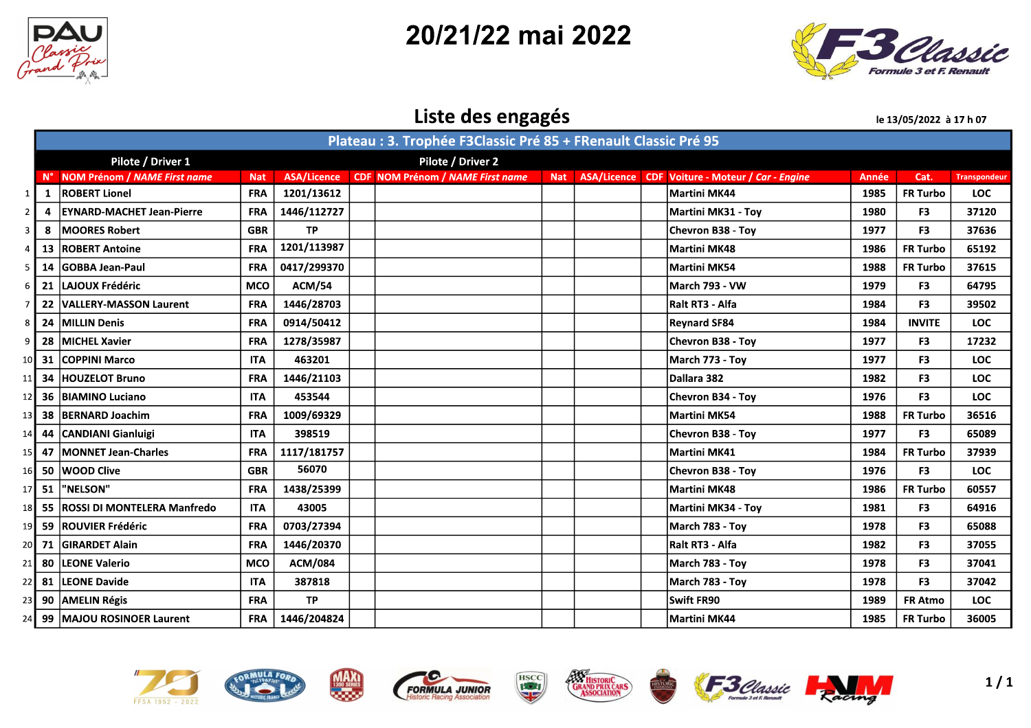# 20/21/22 mai 2022

## Liste des engagés

le 13/05/2022 à 17 h 07

| | Plateau : 3. Trophée F3Classic Pré 85 + FRenault Classic Pré 95 | | | | | | | | | | | | | |
|---|---|---|---|---|---|---|---|---|---|---|---|---|---|---|
| | Pilote / Driver 1 | | | | | Pilote / Driver 2 | | | | | | | | |
| | N° | NOM Prénom / *NAME First name* | Nat | ASA/Licence | CDF | NOM Prénom / *NAME First name* | Nat | ASA/Licence | CDF | Voiture - Moteur / *Car - Engine* | Année | Cat. | Transpondeur |
| 1 | 1 | ROBERT Lionel | FRA | 1201/13612 | | | | | | Martini MK44 | 1985 | FR Turbo | LOC |
| 2 | 4 | EYNARD-MACHET Jean-Pierre | FRA | 1446/112727 | | | | | | Martini MK31 - Toy | 1980 | F3 | 37120 |
| 3 | 8 | MOORES Robert | GBR | TP | | | | | | Chevron B38 - Toy | 1977 | F3 | 37636 |
| 4 | 13 | ROBERT Antoine | FRA | 1201/113987 | | | | | | Martini MK48 | 1986 | FR Turbo | 65192 |
| 5 | 14 | GOBBA Jean-Paul | FRA | 0417/299370 | | | | | | Martini MK54 | 1988 | FR Turbo | 37615 |
| 6 | 21 | LAJOUX Frédéric | MCO | ACM/54 | | | | | | March 793 - VW | 1979 | F3 | 64795 |
| 7 | 22 | VALLERY-MASSON Laurent | FRA | 1446/28703 | | | | | | Ralt RT3 - Alfa | 1984 | F3 | 39502 |
| 8 | 24 | MILLIN Denis | FRA | 0914/50412 | | | | | | Reynard SF84 | 1984 | INVITE | LOC |
| 9 | 28 | MICHEL Xavier | FRA | 1278/35987 | | | | | | Chevron B38 - Toy | 1977 | F3 | 17232 |
| 10 | 31 | COPPINI Marco | ITA | 463201 | | | | | | March 773 - Toy | 1977 | F3 | LOC |
| 11 | 34 | HOUZELOT Bruno | FRA | 1446/21103 | | | | | | Dallara 382 | 1982 | F3 | LOC |
| 12 | 36 | BIAMINO Luciano | ITA | 453544 | | | | | | Chevron B34 - Toy | 1976 | F3 | LOC |
| 13 | 38 | BERNARD Joachim | FRA | 1009/69329 | | | | | | Martini MK54 | 1988 | FR Turbo | 36516 |
| 14 | 44 | CANDIANI Gianluigi | ITA | 398519 | | | | | | Chevron B38 - Toy | 1977 | F3 | 65089 |
| 15 | 47 | MONNET Jean-Charles | FRA | 1117/181757 | | | | | | Martini MK41 | 1984 | FR Turbo | 37939 |
| 16 | 50 | WOOD Clive | GBR | 56070 | | | | | | Chevron B38 - Toy | 1976 | F3 | LOC |
| 17 | 51 | "NELSON" | FRA | 1438/25399 | | | | | | Martini MK48 | 1986 | FR Turbo | 60557 |
| 18 | 55 | ROSSI DI MONTELERA Manfredo | ITA | 43005 | | | | | | Martini MK34 - Toy | 1981 | F3 | 64916 |
| 19 | 59 | ROUVIER Frédéric | FRA | 0703/27394 | | | | | | March 783 - Toy | 1978 | F3 | 65088 |
| 20 | 71 | GIRARDET Alain | FRA | 1446/20370 | | | | | | Ralt RT3 - Alfa | 1982 | F3 | 37055 |
| 21 | 80 | LEONE Valerio | MCO | ACM/084 | | | | | | March 783 - Toy | 1978 | F3 | 37041 |
| 22 | 81 | LEONE Davide | ITA | 387818 | | | | | | March 783 - Toy | 1978 | F3 | 37042 |
| 23 | 90 | AMELIN Régis | FRA | TP | | | | | | Swift FR90 | 1989 | FR Atmo | LOC |
| 24 | 99 | MAJOU ROSINOER Laurent | FRA | 1446/204824 | | | | | | Martini MK44 | 1985 | FR Turbo | 36005 |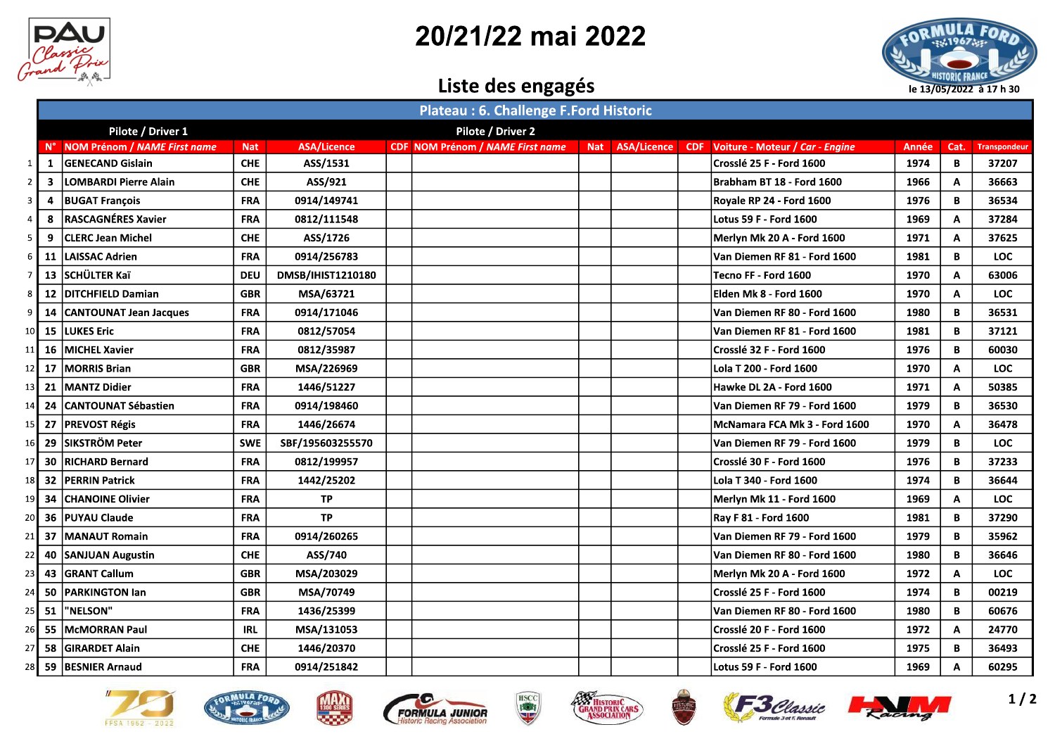# 20/21/22 mai 2022

## Liste des engagés

le 13/05/2022 à 17 h 30

| | Plateau : 6. Challenge F.Ford Historic | | | | | | | | | | | | |
|---|---|---|---|---|---|---|---|---|---|---|---|---|---|
| | Pilote / Driver 1 | | | | | Pilote / Driver 2 | | | | | | | |
| | N° | NOM Prénom / *NAME First name* | Nat | ASA/Licence | CDF | NOM Prénom / *NAME First name* | Nat | ASA/Licence | CDF | Voiture - Moteur / *Car - Engine* | Année | Cat. | Transpondeur |
| 1 | 1 | GENECAND Gislain | CHE | ASS/1531 | | | | | | Crosslé 25 F - Ford 1600 | 1974 | B | 37207 |
| 2 | 3 | LOMBARDI Pierre Alain | CHE | ASS/921 | | | | | | Brabham BT 18 - Ford 1600 | 1966 | A | 36663 |
| 3 | 4 | BUGAT François | FRA | 0914/149741 | | | | | | Royale RP 24 - Ford 1600 | 1976 | B | 36534 |
| 4 | 8 | RASCAGNÉRES Xavier | FRA | 0812/111548 | | | | | | Lotus 59 F - Ford 1600 | 1969 | A | 37284 |
| 5 | 9 | CLERC Jean Michel | CHE | ASS/1726 | | | | | | Merlyn Mk 20 A - Ford 1600 | 1971 | A | 37625 |
| 6 | 11 | LAISSAC Adrien | FRA | 0914/256783 | | | | | | Van Diemen RF 81 - Ford 1600 | 1981 | B | LOC |
| 7 | 13 | SCHÜLTER Kaï | DEU | DMSB/IHIST1210180 | | | | | | Tecno FF - Ford 1600 | 1970 | A | 63006 |
| 8 | 12 | DITCHFIELD Damian | GBR | MSA/63721 | | | | | | Elden Mk 8 - Ford 1600 | 1970 | A | LOC |
| 9 | 14 | CANTOUNAT Jean Jacques | FRA | 0914/171046 | | | | | | Van Diemen RF 80 - Ford 1600 | 1980 | B | 36531 |
| 10 | 15 | LUKES Eric | FRA | 0812/57054 | | | | | | Van Diemen RF 81 - Ford 1600 | 1981 | B | 37121 |
| 11 | 16 | MICHEL Xavier | FRA | 0812/35987 | | | | | | Crosslé 32 F - Ford 1600 | 1976 | B | 60030 |
| 12 | 17 | MORRIS Brian | GBR | MSA/226969 | | | | | | Lola T 200 - Ford 1600 | 1970 | A | LOC |
| 13 | 21 | MANTZ Didier | FRA | 1446/51227 | | | | | | Hawke DL 2A - Ford 1600 | 1971 | A | 50385 |
| 14 | 24 | CANTOUNAT Sébastien | FRA | 0914/198460 | | | | | | Van Diemen RF 79 - Ford 1600 | 1979 | B | 36530 |
| 15 | 27 | PREVOST Régis | FRA | 1446/26674 | | | | | | McNamara FCA Mk 3 - Ford 1600 | 1970 | A | 36478 |
| 16 | 29 | SIKSTRÖM Peter | SWE | SBF/195603255570 | | | | | | Van Diemen RF 79 - Ford 1600 | 1979 | B | LOC |
| 17 | 30 | RICHARD Bernard | FRA | 0812/199957 | | | | | | Crosslé 30 F - Ford 1600 | 1976 | B | 37233 |
| 18 | 32 | PERRIN Patrick | FRA | 1442/25202 | | | | | | Lola T 340 - Ford 1600 | 1974 | B | 36644 |
| 19 | 34 | CHANOINE Olivier | FRA | TP | | | | | | Merlyn Mk 11 - Ford 1600 | 1969 | A | LOC |
| 20 | 36 | PUYAU Claude | FRA | TP | | | | | | Ray F 81 - Ford 1600 | 1981 | B | 37290 |
| 21 | 37 | MANAUT Romain | FRA | 0914/260265 | | | | | | Van Diemen RF 79 - Ford 1600 | 1979 | B | 35962 |
| 22 | 40 | SANJUAN Augustin | CHE | ASS/740 | | | | | | Van Diemen RF 80 - Ford 1600 | 1980 | B | 36646 |
| 23 | 43 | GRANT Callum | GBR | MSA/203029 | | | | | | Merlyn Mk 20 A - Ford 1600 | 1972 | A | LOC |
| 24 | 50 | PARKINGTON Ian | GBR | MSA/70749 | | | | | | Crosslé 25 F - Ford 1600 | 1974 | B | 00219 |
| 25 | 51 | "NELSON" | FRA | 1436/25399 | | | | | | Van Diemen RF 80 - Ford 1600 | 1980 | B | 60676 |
| 26 | 55 | McMORRAN Paul | IRL | MSA/131053 | | | | | | Crosslé 20 F - Ford 1600 | 1972 | A | 24770 |
| 27 | 58 | GIRARDET Alain | CHE | 1446/20370 | | | | | | Crosslé 25 F - Ford 1600 | 1975 | B | 36493 |
| 28 | 59 | BESNIER Arnaud | FRA | 0914/251842 | | | | | | Lotus 59 F - Ford 1600 | 1969 | A | 60295 |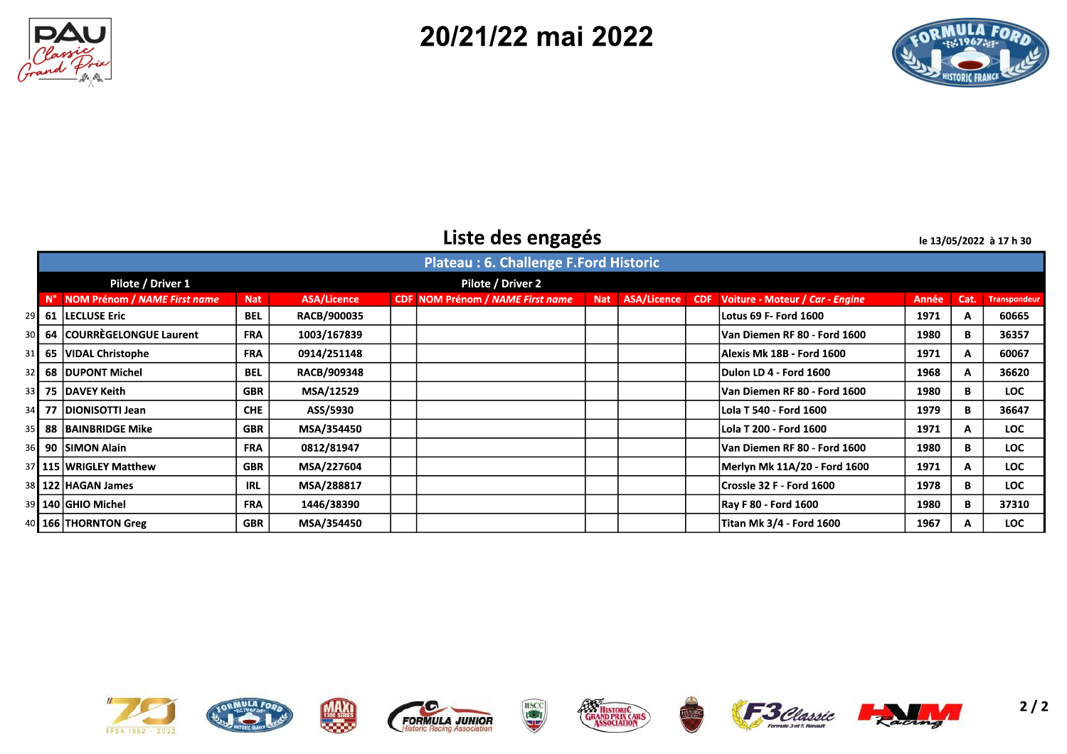# 20/21/22 mai 2022

## Liste des engagés

le 13/05/2022 à 17 h 30

| | Plateau : 6. Challenge F.Ford Historic | | | | | | | | | | | | | |
|---|---|---|---|---|---|---|---|---|---|---|---|---|---|---|
| | Pilote / Driver 1 | | | | | Pilote / Driver 2 | | | | | | | | |
| | N° | NOM Prénom / *NAME First name* | Nat | ASA/Licence | CDF | NOM Prénom / *NAME First name* | Nat | ASA/Licence | CDF | Voiture - Moteur / *Car - Engine* | Année | Cat. | Transpondeur |
| 29 | 61 | LECLUSE Eric | BEL | RACB/900035 | | | | | | Lotus 69 F- Ford 1600 | 1971 | A | 60665 |
| 30 | 64 | COURRÈGELONGUE Laurent | FRA | 1003/167839 | | | | | | Van Diemen RF 80 - Ford 1600 | 1980 | B | 36357 |
| 31 | 65 | VIDAL Christophe | FRA | 0914/251148 | | | | | | Alexis Mk 18B - Ford 1600 | 1971 | A | 60067 |
| 32 | 68 | DUPONT Michel | BEL | RACB/909348 | | | | | | Dulon LD 4 - Ford 1600 | 1968 | A | 36620 |
| 33 | 75 | DAVEY Keith | GBR | MSA/12529 | | | | | | Van Diemen RF 80 - Ford 1600 | 1980 | B | LOC |
| 34 | 77 | DIONISOTTI Jean | CHE | ASS/5930 | | | | | | Lola T 540 - Ford 1600 | 1979 | B | 36647 |
| 35 | 88 | BAINBRIDGE Mike | GBR | MSA/354450 | | | | | | Lola T 200 - Ford 1600 | 1971 | A | LOC |
| 36 | 90 | SIMON Alain | FRA | 0812/81947 | | | | | | Van Diemen RF 80 - Ford 1600 | 1980 | B | LOC |
| 37 | 115 | WRIGLEY Matthew | GBR | MSA/227604 | | | | | | Merlyn Mk 11A/20 - Ford 1600 | 1971 | A | LOC |
| 38 | 122 | HAGAN James | IRL | MSA/288817 | | | | | | Crossle 32 F - Ford 1600 | 1978 | B | LOC |
| 39 | 140 | GHIO Michel | FRA | 1446/38390 | | | | | | Ray F 80 - Ford 1600 | 1980 | B | 37310 |
| 40 | 166 | THORNTON Greg | GBR | MSA/354450 | | | | | | Titan Mk 3/4 - Ford 1600 | 1967 | A | LOC |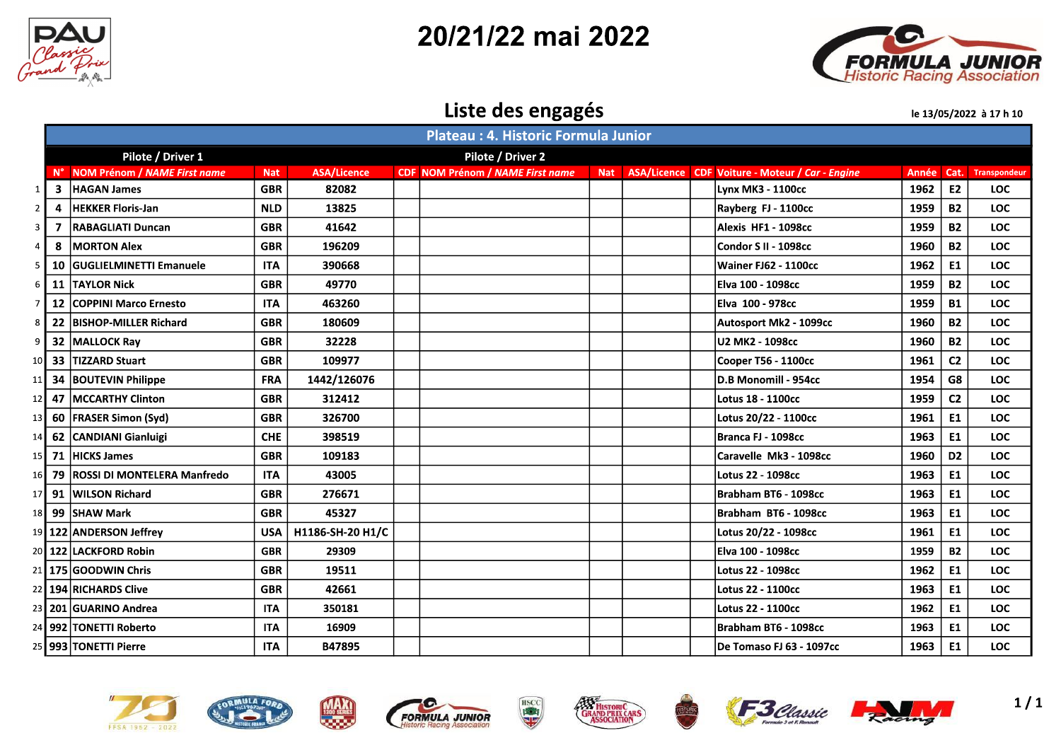# 20/21/22 mai 2022

## Liste des engagés

le 13/05/2022 à 17 h 10

| | Plateau : 4. Historic Formula Junior | | | | | | | | | | | | |
|---|---|---|---|---|---|---|---|---|---|---|---|---|---|
| | Pilote / Driver 1 | | | | | Pilote / Driver 2 | | | | | | | |
| | N° | NOM Prénom / *NAME First name* | Nat | ASA/Licence | CDF | NOM Prénom / *NAME First name* | Nat | ASA/Licence | CDF | Voiture - Moteur / *Car - Engine* | Année | Cat. | Transpondeur |
| 1 | 3 | HAGAN James | GBR | 82082 | | | | | | Lynx MK3 - 1100cc | 1962 | E2 | LOC |
| 2 | 4 | HEKKER Floris-Jan | NLD | 13825 | | | | | | Rayberg FJ - 1100cc | 1959 | B2 | LOC |
| 3 | 7 | RABAGLIATI Duncan | GBR | 41642 | | | | | | Alexis HF1 - 1098cc | 1959 | B2 | LOC |
| 4 | 8 | MORTON Alex | GBR | 196209 | | | | | | Condor S II - 1098cc | 1960 | B2 | LOC |
| 5 | 10 | GUGLIELMINETTI Emanuele | ITA | 390668 | | | | | | Wainer FJ62 - 1100cc | 1962 | E1 | LOC |
| 6 | 11 | TAYLOR Nick | GBR | 49770 | | | | | | Elva 100 - 1098cc | 1959 | B2 | LOC |
| 7 | 12 | COPPINI Marco Ernesto | ITA | 463260 | | | | | | Elva 100 - 978cc | 1959 | B1 | LOC |
| 8 | 22 | BISHOP-MILLER Richard | GBR | 180609 | | | | | | Autosport Mk2 - 1099cc | 1960 | B2 | LOC |
| 9 | 32 | MALLOCK Ray | GBR | 32228 | | | | | | U2 MK2 - 1098cc | 1960 | B2 | LOC |
| 10 | 33 | TIZZARD Stuart | GBR | 109977 | | | | | | Cooper T56 - 1100cc | 1961 | C2 | LOC |
| 11 | 34 | BOUTEVIN Philippe | FRA | 1442/126076 | | | | | | D.B Monomill - 954cc | 1954 | G8 | LOC |
| 12 | 47 | MCCARTHY Clinton | GBR | 312412 | | | | | | Lotus 18 - 1100cc | 1959 | C2 | LOC |
| 13 | 60 | FRASER Simon (Syd) | GBR | 326700 | | | | | | Lotus 20/22 - 1100cc | 1961 | E1 | LOC |
| 14 | 62 | CANDIANI Gianluigi | CHE | 398519 | | | | | | Branca FJ - 1098cc | 1963 | E1 | LOC |
| 15 | 71 | HICKS James | GBR | 109183 | | | | | | Caravelle Mk3 - 1098cc | 1960 | D2 | LOC |
| 16 | 79 | ROSSI DI MONTELERA Manfredo | ITA | 43005 | | | | | | Lotus 22 - 1098cc | 1963 | E1 | LOC |
| 17 | 91 | WILSON Richard | GBR | 276671 | | | | | | Brabham BT6 - 1098cc | 1963 | E1 | LOC |
| 18 | 99 | SHAW Mark | GBR | 45327 | | | | | | Brabham BT6 - 1098cc | 1963 | E1 | LOC |
| 19 | 122 | ANDERSON Jeffrey | USA | H1186-SH-20 H1/C | | | | | | Lotus 20/22 - 1098cc | 1961 | E1 | LOC |
| 20 | 122 | LACKFORD Robin | GBR | 29309 | | | | | | Elva 100 - 1098cc | 1959 | B2 | LOC |
| 21 | 175 | GOODWIN Chris | GBR | 19511 | | | | | | Lotus 22 - 1098cc | 1962 | E1 | LOC |
| 22 | 194 | RICHARDS Clive | GBR | 42661 | | | | | | Lotus 22 - 1100cc | 1963 | E1 | LOC |
| 23 | 201 | GUARINO Andrea | ITA | 350181 | | | | | | Lotus 22 - 1100cc | 1962 | E1 | LOC |
| 24 | 992 | TONETTI Roberto | ITA | 16909 | | | | | | Brabham BT6 - 1098cc | 1963 | E1 | LOC |
| 25 | 993 | TONETTI Pierre | ITA | B47895 | | | | | | De Tomaso FJ 63 - 1097cc | 1963 | E1 | LOC |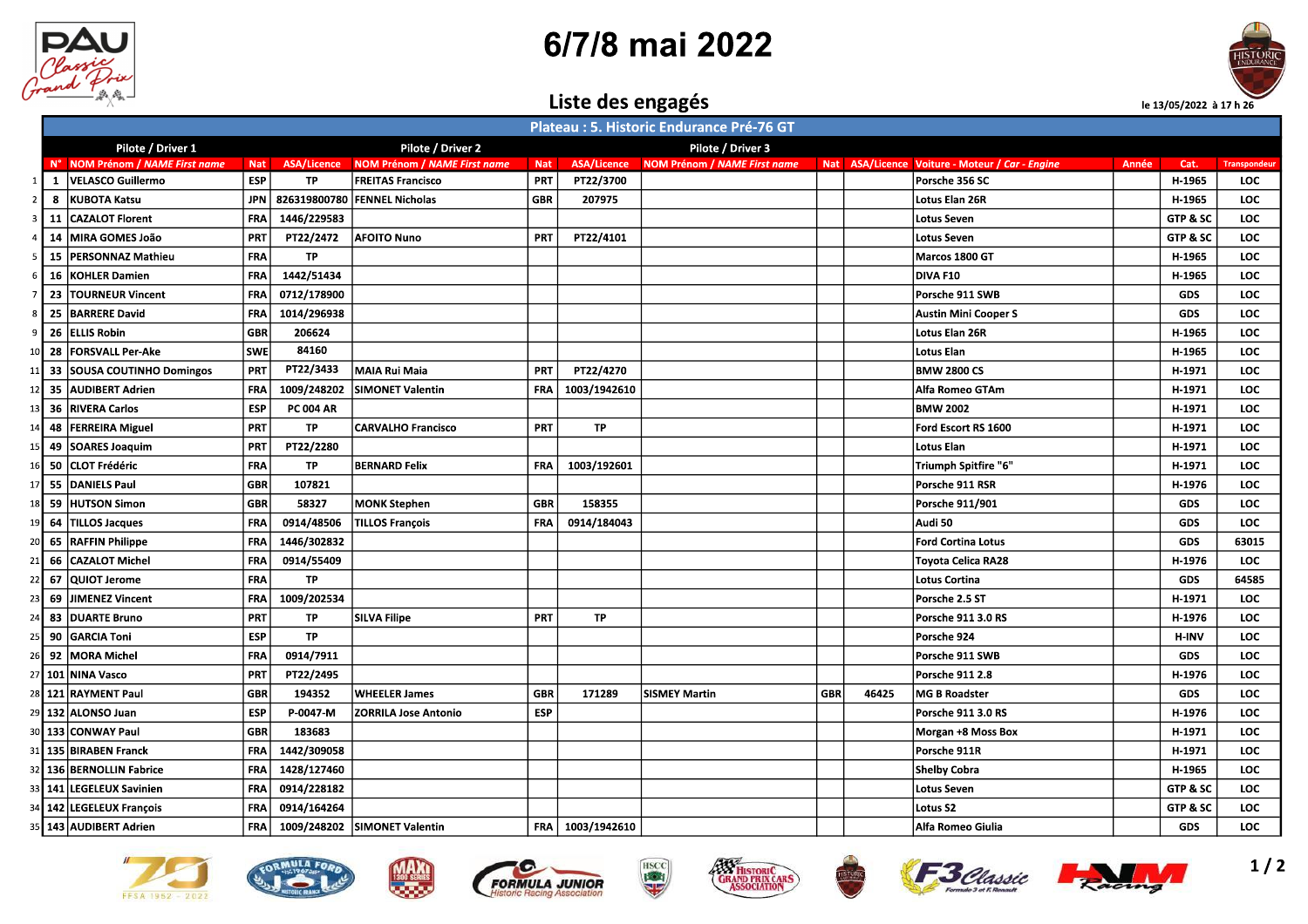# 6/7/8 mai 2022

## Liste des engagés

le 13/05/2022 à 17 h 26

**Plateau : 5. Historic Endurance Pré-76 GT**

| | Pilote / Driver 1 | | | | Pilote / Driver 2 | | | Pilote / Driver 3 | | | | | | |
|---|---|---|---|---|---|---|---|---|---|---|---|---|---|---|
| | N° | NOM Prénom / *NAME First name* | Nat | ASA/Licence | NOM Prénom / *NAME First name* | Nat | ASA/Licence | NOM Prénom / *NAME First name* | Nat | ASA/Licence | Voiture - Moteur / *Car - Engine* | Année | Cat. | Transpondeur |
| 1 | 1 | VELASCO Guillermo | ESP | TP | FREITAS Francisco | PRT | PT22/3700 | | | | Porsche 356 SC | | H-1965 | LOC |
| 2 | 8 | KUBOTA Katsu | JPN | 826319800780 | FENNEL Nicholas | GBR | 207975 | | | | Lotus Elan 26R | | H-1965 | LOC |
| 3 | 11 | CAZALOT Florent | FRA | 1446/229583 | | | | | | | Lotus Seven | | GTP & SC | LOC |
| 4 | 14 | MIRA GOMES João | PRT | PT22/2472 | AFOITO Nuno | PRT | PT22/4101 | | | | Lotus Seven | | GTP & SC | LOC |
| 5 | 15 | PERSONNAZ Mathieu | FRA | TP | | | | | | | Marcos 1800 GT | | H-1965 | LOC |
| 6 | 16 | KOHLER Damien | FRA | 1442/51434 | | | | | | | DIVA F10 | | H-1965 | LOC |
| 7 | 23 | TOURNEUR Vincent | FRA | 0712/178900 | | | | | | | Porsche 911 SWB | | GDS | LOC |
| 8 | 25 | BARRERE David | FRA | 1014/296938 | | | | | | | Austin Mini Cooper S | | GDS | LOC |
| 9 | 26 | ELLIS Robin | GBR | 206624 | | | | | | | Lotus Elan 26R | | H-1965 | LOC |
| 10 | 28 | FORSVALL Per-Ake | SWE | 84160 | | | | | | | Lotus Elan | | H-1965 | LOC |
| 11 | 33 | SOUSA COUTINHO Domingos | PRT | PT22/3433 | MAIA Rui Maia | PRT | PT22/4270 | | | | BMW 2800 CS | | H-1971 | LOC |
| 12 | 35 | AUDIBERT Adrien | FRA | 1009/248202 | SIMONET Valentin | FRA | 1003/1942610 | | | | Alfa Romeo GTAm | | H-1971 | LOC |
| 13 | 36 | RIVERA Carlos | ESP | PC 004 AR | | | | | | | BMW 2002 | | H-1971 | LOC |
| 14 | 48 | FERREIRA Miguel | PRT | TP | CARVALHO Francisco | PRT | TP | | | | Ford Escort RS 1600 | | H-1971 | LOC |
| 15 | 49 | SOARES Joaquim | PRT | PT22/2280 | | | | | | | Lotus Elan | | H-1971 | LOC |
| 16 | 50 | CLOT Frédéric | FRA | TP | BERNARD Felix | FRA | 1003/192601 | | | | Triumph Spitfire "6" | | H-1971 | LOC |
| 17 | 55 | DANIELS Paul | GBR | 107821 | | | | | | | Porsche 911 RSR | | H-1976 | LOC |
| 18 | 59 | HUTSON Simon | GBR | 58327 | MONK Stephen | GBR | 158355 | | | | Porsche 911/901 | | GDS | LOC |
| 19 | 64 | TILLOS Jacques | FRA | 0914/48506 | TILLOS François | FRA | 0914/184043 | | | | Audi 50 | | GDS | LOC |
| 20 | 65 | RAFFIN Philippe | FRA | 1446/302832 | | | | | | | Ford Cortina Lotus | | GDS | 63015 |
| 21 | 66 | CAZALOT Michel | FRA | 0914/55409 | | | | | | | Toyota Celica RA28 | | H-1976 | LOC |
| 22 | 67 | QUIOT Jerome | FRA | TP | | | | | | | Lotus Cortina | | GDS | 64585 |
| 23 | 69 | JIMENEZ Vincent | FRA | 1009/202534 | | | | | | | Porsche 2.5 ST | | H-1971 | LOC |
| 24 | 83 | DUARTE Bruno | PRT | TP | SILVA Filipe | PRT | TP | | | | Porsche 911 3.0 RS | | H-1976 | LOC |
| 25 | 90 | GARCIA Toni | ESP | TP | | | | | | | Porsche 924 | | H-INV | LOC |
| 26 | 92 | MORA Michel | FRA | 0914/7911 | | | | | | | Porsche 911 SWB | | GDS | LOC |
| 27 | 101 | NINA Vasco | PRT | PT22/2495 | | | | | | | Porsche 911 2.8 | | H-1976 | LOC |
| 28 | 121 | RAYMENT Paul | GBR | 194352 | WHEELER James | GBR | 171289 | SISMEY Martin | GBR | 46425 | MG B Roadster | | GDS | LOC |
| 29 | 132 | ALONSO Juan | ESP | P-0047-M | ZORRILA Jose Antonio | ESP | | | | | Porsche 911 3.0 RS | | H-1976 | LOC |
| 30 | 133 | CONWAY Paul | GBR | 183683 | | | | | | | Morgan +8 Moss Box | | H-1971 | LOC |
| 31 | 135 | BIRABEN Franck | FRA | 1442/309058 | | | | | | | Porsche 911R | | H-1971 | LOC |
| 32 | 136 | BERNOLLIN Fabrice | FRA | 1428/127460 | | | | | | | Shelby Cobra | | H-1965 | LOC |
| 33 | 141 | LEGELEUX Savinien | FRA | 0914/228182 | | | | | | | Lotus Seven | | GTP & SC | LOC |
| 34 | 142 | LEGELEUX François | FRA | 0914/164264 | | | | | | | Lotus S2 | | GTP & SC | LOC |
| 35 | 143 | AUDIBERT Adrien | FRA | 1009/248202 | SIMONET Valentin | FRA | 1003/1942610 | | | | Alfa Romeo Giulia | | GDS | LOC |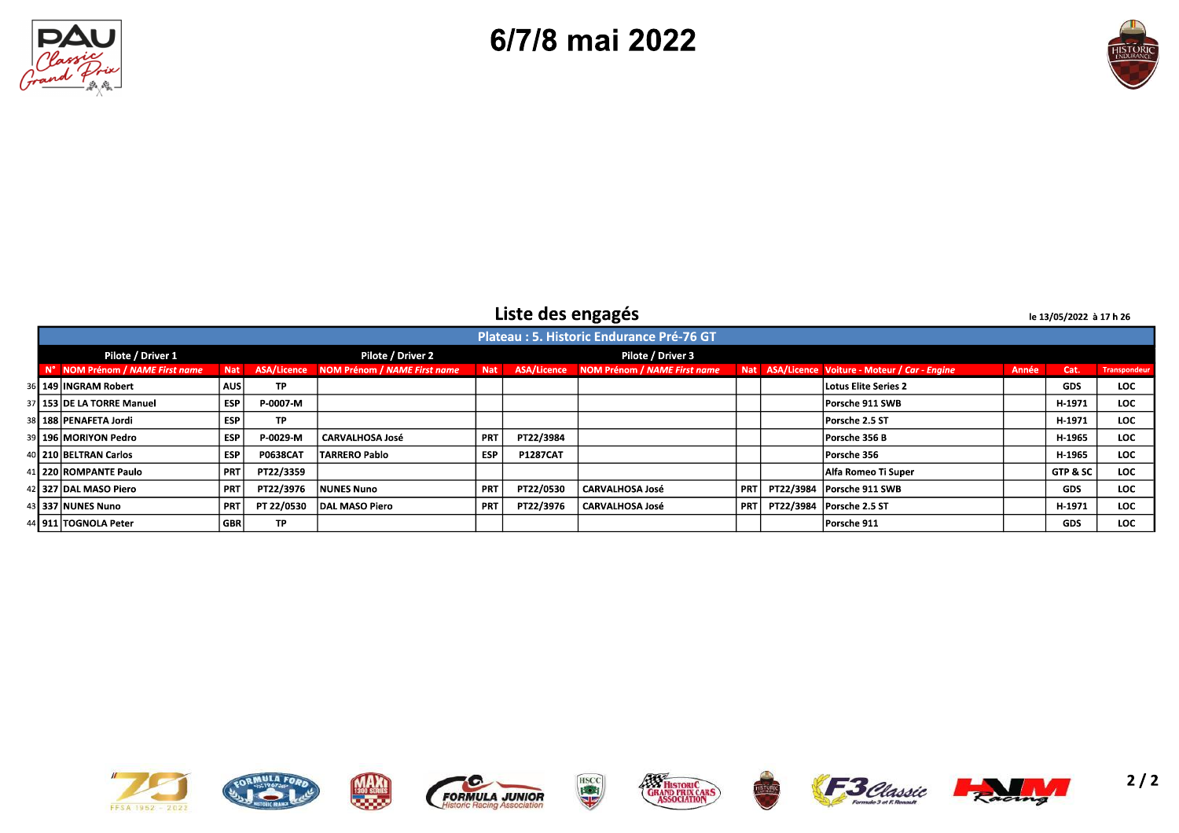# 6/7/8 mai 2022

## Liste des engagés

le 13/05/2022 à 17 h 26

**Plateau : 5. Historic Endurance Pré-76 GT**

| | Pilote / Driver 1 | | | | Pilote / Driver 2 | | | Pilote / Driver 3 | | | | | | |
|---|---|---|---|---|---|---|---|---|---|---|---|---|---|---|
| | N° | NOM Prénom / *NAME First name* | Nat | ASA/Licence | NOM Prénom / *NAME First name* | Nat | ASA/Licence | NOM Prénom / *NAME First name* | Nat | ASA/Licence | Voiture - Moteur / *Car - Engine* | Année | Cat. | Transpondeur |
| 36 | 149 | INGRAM Robert | AUS | TP | | | | | | | Lotus Elite Series 2 | | GDS | LOC |
| 37 | 153 | DE LA TORRE Manuel | ESP | P-0007-M | | | | | | | Porsche 911 SWB | | H-1971 | LOC |
| 38 | 188 | PENAFETA Jordi | ESP | TP | | | | | | | Porsche 2.5 ST | | H-1971 | LOC |
| 39 | 196 | MORIYON Pedro | ESP | P-0029-M | CARVALHOSA José | PRT | PT22/3984 | | | | Porsche 356 B | | H-1965 | LOC |
| 40 | 210 | BELTRAN Carlos | ESP | P0638CAT | TARRERO Pablo | ESP | P1287CAT | | | | Porsche 356 | | H-1965 | LOC |
| 41 | 220 | ROMPANTE Paulo | PRT | PT22/3359 | | | | | | | Alfa Romeo Ti Super | | GTP & SC | LOC |
| 42 | 327 | DAL MASO Piero | PRT | PT22/3976 | NUNES Nuno | PRT | PT22/0530 | CARVALHOSA José | PRT | PT22/3984 | Porsche 911 SWB | | GDS | LOC |
| 43 | 337 | NUNES Nuno | PRT | PT 22/0530 | DAL MASO Piero | PRT | PT22/3976 | CARVALHOSA José | PRT | PT22/3984 | Porsche 2.5 ST | | H-1971 | LOC |
| 44 | 911 | TOGNOLA Peter | GBR | TP | | | | | | | Porsche 911 | | GDS | LOC |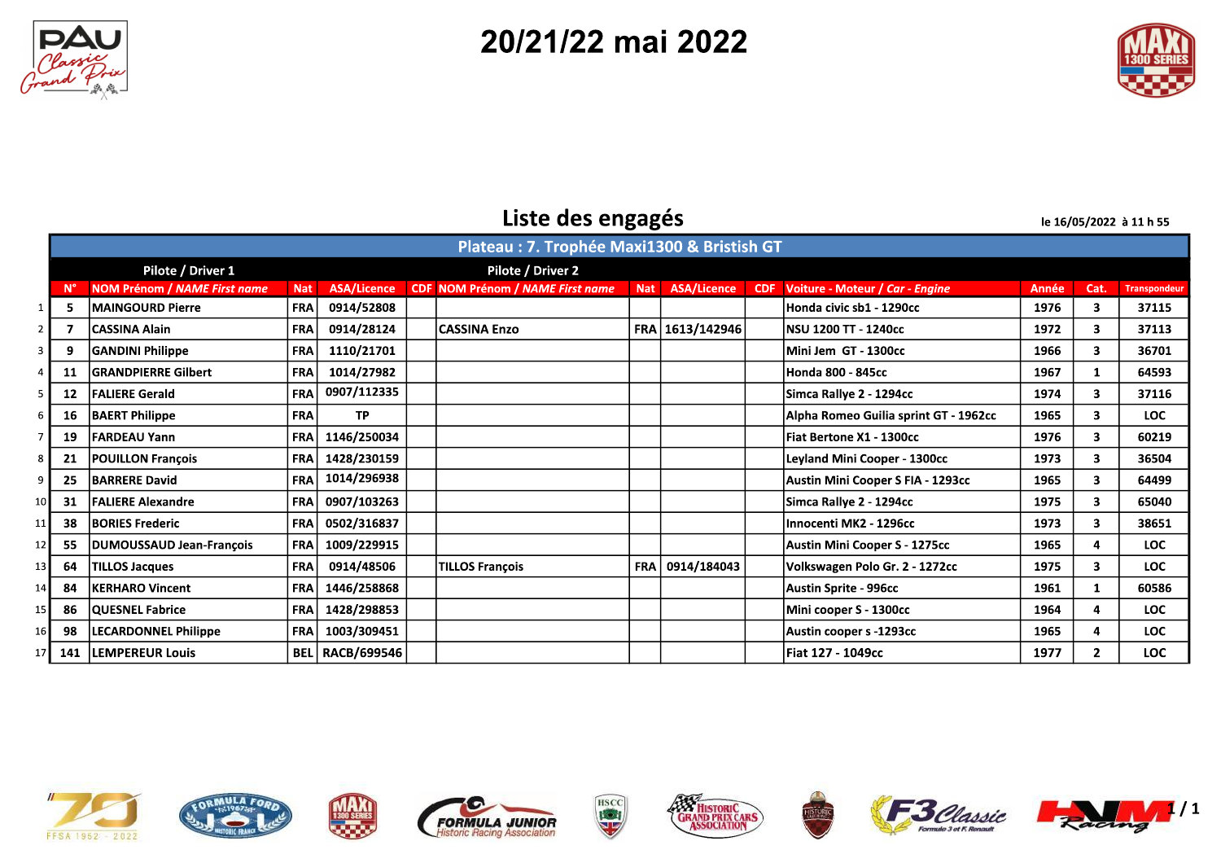# 20/21/22 mai 2022

## Liste des engagés

le 16/05/2022 à 11 h 55

| | Plateau : 7. Trophée Maxi1300 & Bristish GT | | | | | | | | | | | | |
|---|---|---|---|---|---|---|---|---|---|---|---|---|---|
| | Pilote / Driver 1 | | | | Pilote / Driver 2 | | | | | | | | |
| N° | NOM Prénom / NAME First name | Nat | ASA/Licence | CDF | NOM Prénom / NAME First name | Nat | ASA/Licence | CDF | Voiture - Moteur / Car - Engine | Année | Cat. | Transpondeur |
| 1 | 5 | MAINGOURD Pierre | FRA | 0914/52808 | | | | | | Honda civic sb1 - 1290cc | 1976 | 3 | 37115 |
| 2 | 7 | CASSINA Alain | FRA | 0914/28124 | | CASSINA Enzo | FRA | 1613/142946 | | NSU 1200 TT - 1240cc | 1972 | 3 | 37113 |
| 3 | 9 | GANDINI Philippe | FRA | 1110/21701 | | | | | | Mini Jem GT - 1300cc | 1966 | 3 | 36701 |
| 4 | 11 | GRANDPIERRE Gilbert | FRA | 1014/27982 | | | | | | Honda 800 - 845cc | 1967 | 1 | 64593 |
| 5 | 12 | FALIERE Gerald | FRA | 0907/112335 | | | | | | Simca Rallye 2 - 1294cc | 1974 | 3 | 37116 |
| 6 | 16 | BAERT Philippe | FRA | TP | | | | | | Alpha Romeo Guilia sprint GT - 1962cc | 1965 | 3 | LOC |
| 7 | 19 | FARDEAU Yann | FRA | 1146/250034 | | | | | | Fiat Bertone X1 - 1300cc | 1976 | 3 | 60219 |
| 8 | 21 | POUILLON François | FRA | 1428/230159 | | | | | | Leyland Mini Cooper - 1300cc | 1973 | 3 | 36504 |
| 9 | 25 | BARRERE David | FRA | 1014/296938 | | | | | | Austin Mini Cooper S FIA - 1293cc | 1965 | 3 | 64499 |
| 10 | 31 | FALIERE Alexandre | FRA | 0907/103263 | | | | | | Simca Rallye 2 - 1294cc | 1975 | 3 | 65040 |
| 11 | 38 | BORIES Frederic | FRA | 0502/316837 | | | | | | Innocenti MK2 - 1296cc | 1973 | 3 | 38651 |
| 12 | 55 | DUMOUSSAUD Jean-François | FRA | 1009/229915 | | | | | | Austin Mini Cooper S - 1275cc | 1965 | 4 | LOC |
| 13 | 64 | TILLOS Jacques | FRA | 0914/48506 | | TILLOS François | FRA | 0914/184043 | | Volkswagen Polo Gr. 2 - 1272cc | 1975 | 3 | LOC |
| 14 | 84 | KERHARO Vincent | FRA | 1446/258868 | | | | | | Austin Sprite - 996cc | 1961 | 1 | 60586 |
| 15 | 86 | QUESNEL Fabrice | FRA | 1428/298853 | | | | | | Mini cooper S - 1300cc | 1964 | 4 | LOC |
| 16 | 98 | LECARDONNEL Philippe | FRA | 1003/309451 | | | | | | Austin cooper s -1293cc | 1965 | 4 | LOC |
| 17 | 141 | LEMPEREUR Louis | BEL | RACB/699546 | | | | | | Fiat 127 - 1049cc | 1977 | 2 | LOC |